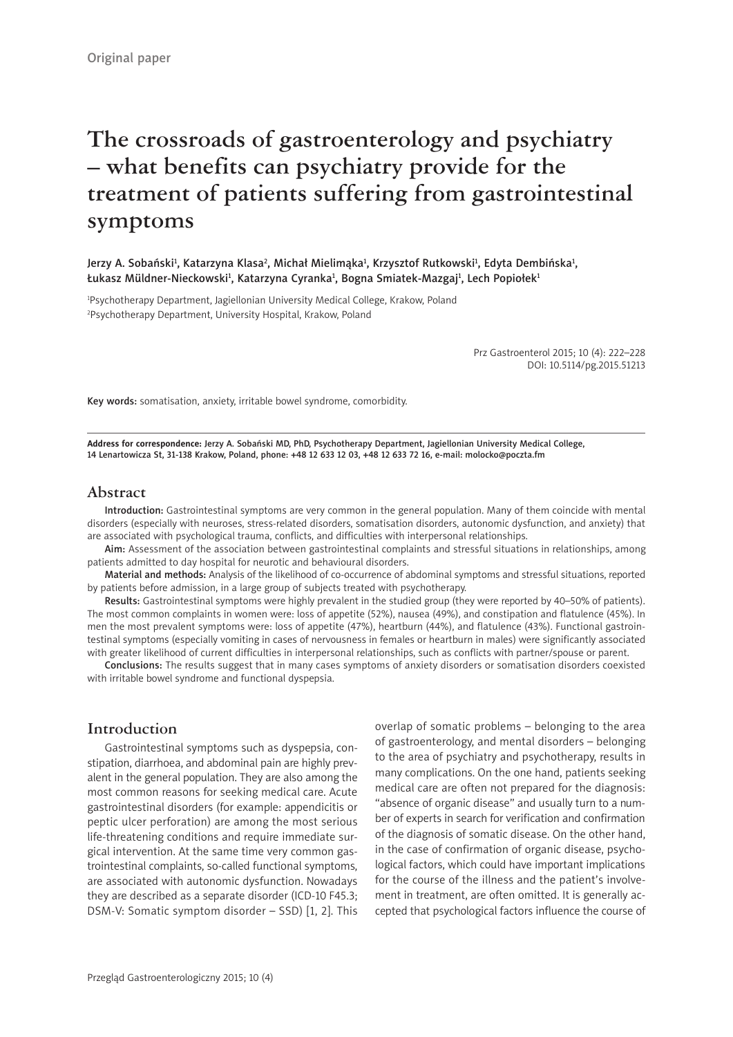Original paper

# The crossroads of gastroenterology and psychiatry – what benefits can psychiatry provide for the treatment of patients suffering from gastrointestinal symptoms

Jerzy A. Sobański[1], Katarzyna Klasa[2], Michał Mielimąka[1], Krzysztof Rutkowski[1], Edyta Dembińska[1], Łukasz Müldner-Nieckowski[1], Katarzyna Cyranka[1], Bogna Smiatek-Mazgaj[1], Lech Popiołek[1]

[1]Psychotherapy Department, Jagiellonian University Medical College, Krakow, Poland
[2]Psychotherapy Department, University Hospital, Krakow, Poland

Prz Gastroenterol 2015; 10 (4): 222–228
DOI: 10.5114/pg.2015.51213

**Key words:** somatisation, anxiety, irritable bowel syndrome, comorbidity.

**Address for correspondence:** Jerzy A. Sobański MD, PhD, Psychotherapy Department, Jagiellonian University Medical College, 14 Lenartowicza St, 31-138 Krakow, Poland, phone: +48 12 633 12 03, +48 12 633 72 16, e-mail: molocko@poczta.fm

## Abstract

**Introduction:** Gastrointestinal symptoms are very common in the general population. Many of them coincide with mental disorders (especially with neuroses, stress-related disorders, somatisation disorders, autonomic dysfunction, and anxiety) that are associated with psychological trauma, conflicts, and difficulties with interpersonal relationships.

**Aim:** Assessment of the association between gastrointestinal complaints and stressful situations in relationships, among patients admitted to day hospital for neurotic and behavioural disorders.

**Material and methods:** Analysis of the likelihood of co-occurrence of abdominal symptoms and stressful situations, reported by patients before admission, in a large group of subjects treated with psychotherapy.

**Results:** Gastrointestinal symptoms were highly prevalent in the studied group (they were reported by 40–50% of patients). The most common complaints in women were: loss of appetite (52%), nausea (49%), and constipation and flatulence (45%). In men the most prevalent symptoms were: loss of appetite (47%), heartburn (44%), and flatulence (43%). Functional gastrointestinal symptoms (especially vomiting in cases of nervousness in females or heartburn in males) were significantly associated with greater likelihood of current difficulties in interpersonal relationships, such as conflicts with partner/spouse or parent.

**Conclusions:** The results suggest that in many cases symptoms of anxiety disorders or somatisation disorders coexisted with irritable bowel syndrome and functional dyspepsia.

## Introduction

Gastrointestinal symptoms such as dyspepsia, constipation, diarrhoea, and abdominal pain are highly prevalent in the general population. They are also among the most common reasons for seeking medical care. Acute gastrointestinal disorders (for example: appendicitis or peptic ulcer perforation) are among the most serious life-threatening conditions and require immediate surgical intervention. At the same time very common gastrointestinal complaints, so-called functional symptoms, are associated with autonomic dysfunction. Nowadays they are described as a separate disorder (ICD-10 F45.3; DSM-V: Somatic symptom disorder – SSD) [1, 2]. This overlap of somatic problems – belonging to the area of gastroenterology, and mental disorders – belonging to the area of psychiatry and psychotherapy, results in many complications. On the one hand, patients seeking medical care are often not prepared for the diagnosis: "absence of organic disease" and usually turn to a number of experts in search for verification and confirmation of the diagnosis of somatic disease. On the other hand, in the case of confirmation of organic disease, psychological factors, which could have important implications for the course of the illness and the patient's involvement in treatment, are often omitted. It is generally accepted that psychological factors influence the course of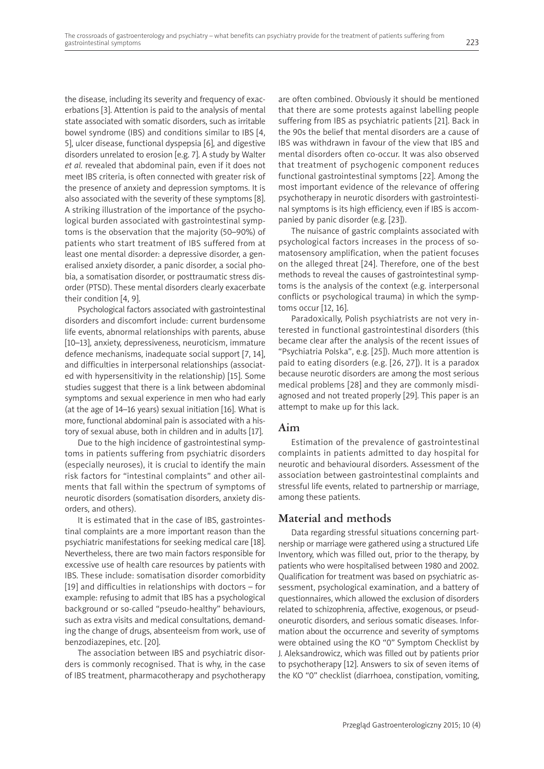the disease, including its severity and frequency of exacerbations [3]. Attention is paid to the analysis of mental state associated with somatic disorders, such as irritable bowel syndrome (IBS) and conditions similar to IBS [4, 5], ulcer disease, functional dyspepsia [6], and digestive disorders unrelated to erosion [e.g. 7]. A study by Walter *et al.* revealed that abdominal pain, even if it does not meet IBS criteria, is often connected with greater risk of the presence of anxiety and depression symptoms. It is also associated with the severity of these symptoms [8]. A striking illustration of the importance of the psychological burden associated with gastrointestinal symptoms is the observation that the majority (50–90%) of patients who start treatment of IBS suffered from at least one mental disorder: a depressive disorder, a generalised anxiety disorder, a panic disorder, a social phobia, a somatisation disorder, or posttraumatic stress disorder (PTSD). These mental disorders clearly exacerbate their condition [4, 9].

Psychological factors associated with gastrointestinal disorders and discomfort include: current burdensome life events, abnormal relationships with parents, abuse [10–13], anxiety, depressiveness, neuroticism, immature defence mechanisms, inadequate social support [7, 14], and difficulties in interpersonal relationships (associated with hypersensitivity in the relationship) [15]. Some studies suggest that there is a link between abdominal symptoms and sexual experience in men who had early (at the age of 14–16 years) sexual initiation [16]. What is more, functional abdominal pain is associated with a history of sexual abuse, both in children and in adults [17].

Due to the high incidence of gastrointestinal symptoms in patients suffering from psychiatric disorders (especially neuroses), it is crucial to identify the main risk factors for "intestinal complaints" and other ailments that fall within the spectrum of symptoms of neurotic disorders (somatisation disorders, anxiety disorders, and others).

It is estimated that in the case of IBS, gastrointestinal complaints are a more important reason than the psychiatric manifestations for seeking medical care [18]. Nevertheless, there are two main factors responsible for excessive use of health care resources by patients with IBS. These include: somatisation disorder comorbidity [19] and difficulties in relationships with doctors – for example: refusing to admit that IBS has a psychological background or so-called "pseudo-healthy" behaviours, such as extra visits and medical consultations, demanding the change of drugs, absenteeism from work, use of benzodiazepines, etc. [20].

The association between IBS and psychiatric disorders is commonly recognised. That is why, in the case of IBS treatment, pharmacotherapy and psychotherapy are often combined. Obviously it should be mentioned that there are some protests against labelling people suffering from IBS as psychiatric patients [21]. Back in the 90s the belief that mental disorders are a cause of IBS was withdrawn in favour of the view that IBS and mental disorders often co-occur. It was also observed that treatment of psychogenic component reduces functional gastrointestinal symptoms [22]. Among the most important evidence of the relevance of offering psychotherapy in neurotic disorders with gastrointestinal symptoms is its high efficiency, even if IBS is accompanied by panic disorder (e.g. [23]).

The nuisance of gastric complaints associated with psychological factors increases in the process of somatosensory amplification, when the patient focuses on the alleged threat [24]. Therefore, one of the best methods to reveal the causes of gastrointestinal symptoms is the analysis of the context (e.g. interpersonal conflicts or psychological trauma) in which the symptoms occur [12, 16].

Paradoxically, Polish psychiatrists are not very interested in functional gastrointestinal disorders (this became clear after the analysis of the recent issues of "Psychiatria Polska", e.g. [25]). Much more attention is paid to eating disorders (e.g. [26, 27]). It is a paradox because neurotic disorders are among the most serious medical problems [28] and they are commonly misdiagnosed and not treated properly [29]. This paper is an attempt to make up for this lack.

## Aim

Estimation of the prevalence of gastrointestinal complaints in patients admitted to day hospital for neurotic and behavioural disorders. Assessment of the association between gastrointestinal complaints and stressful life events, related to partnership or marriage, among these patients.

## Material and methods

Data regarding stressful situations concerning partnership or marriage were gathered using a structured Life Inventory, which was filled out, prior to the therapy, by patients who were hospitalised between 1980 and 2002. Qualification for treatment was based on psychiatric assessment, psychological examination, and a battery of questionnaires, which allowed the exclusion of disorders related to schizophrenia, affective, exogenous, or pseudoneurotic disorders, and serious somatic diseases. Information about the occurrence and severity of symptoms were obtained using the KO "0" Symptom Checklist by J. Aleksandrowicz, which was filled out by patients prior to psychotherapy [12]. Answers to six of seven items of the KO "0" checklist (diarrhoea, constipation, vomiting,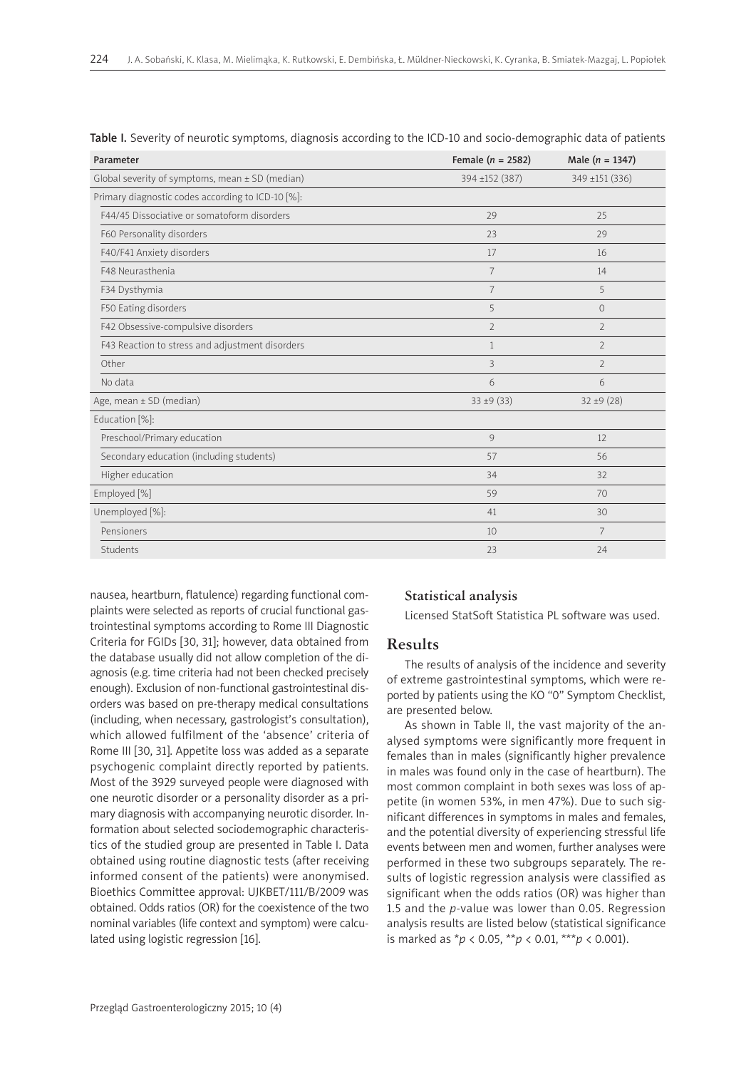Table I. Severity of neurotic symptoms, diagnosis according to the ICD-10 and socio-demographic data of patients

| Parameter | Female (*n* = 2582) | Male (*n* = 1347) |
|---|---|---|
| Global severity of symptoms, mean ± SD (median) | 394 ±152 (387) | 349 ±151 (336) |
| Primary diagnostic codes according to ICD-10 [%]: | | |
| F44/45 Dissociative or somatoform disorders | 29 | 25 |
| F60 Personality disorders | 23 | 29 |
| F40/F41 Anxiety disorders | 17 | 16 |
| F48 Neurasthenia | 7 | 14 |
| F34 Dysthymia | 7 | 5 |
| F50 Eating disorders | 5 | 0 |
| F42 Obsessive-compulsive disorders | 2 | 2 |
| F43 Reaction to stress and adjustment disorders | 1 | 2 |
| Other | 3 | 2 |
| No data | 6 | 6 |
| Age, mean ± SD (median) | 33 ±9 (33) | 32 ±9 (28) |
| Education [%]: | | |
| Preschool/Primary education | 9 | 12 |
| Secondary education (including students) | 57 | 56 |
| Higher education | 34 | 32 |
| Employed [%] | 59 | 70 |
| Unemployed [%]: | 41 | 30 |
| Pensioners | 10 | 7 |
| Students | 23 | 24 |

nausea, heartburn, flatulence) regarding functional complaints were selected as reports of crucial functional gastrointestinal symptoms according to Rome III Diagnostic Criteria for FGIDs [30, 31]; however, data obtained from the database usually did not allow completion of the diagnosis (e.g. time criteria had not been checked precisely enough). Exclusion of non-functional gastrointestinal disorders was based on pre-therapy medical consultations (including, when necessary, gastrologist's consultation), which allowed fulfilment of the 'absence' criteria of Rome III [30, 31]. Appetite loss was added as a separate psychogenic complaint directly reported by patients. Most of the 3929 surveyed people were diagnosed with one neurotic disorder or a personality disorder as a primary diagnosis with accompanying neurotic disorder. Information about selected sociodemographic characteristics of the studied group are presented in Table I. Data obtained using routine diagnostic tests (after receiving informed consent of the patients) were anonymised. Bioethics Committee approval: UJKBET/111/B/2009 was obtained. Odds ratios (OR) for the coexistence of the two nominal variables (life context and symptom) were calculated using logistic regression [16].

### Statistical analysis

Licensed StatSoft Statistica PL software was used.

## Results

The results of analysis of the incidence and severity of extreme gastrointestinal symptoms, which were reported by patients using the KO "0" Symptom Checklist, are presented below.

As shown in Table II, the vast majority of the analysed symptoms were significantly more frequent in females than in males (significantly higher prevalence in males was found only in the case of heartburn). The most common complaint in both sexes was loss of appetite (in women 53%, in men 47%). Due to such significant differences in symptoms in males and females, and the potential diversity of experiencing stressful life events between men and women, further analyses were performed in these two subgroups separately. The results of logistic regression analysis were classified as significant when the odds ratios (OR) was higher than 1.5 and the *p*-value was lower than 0.05. Regression analysis results are listed below (statistical significance is marked as \*$p < 0.05$, \*\*$p < 0.01$, \*\*\*$p < 0.001$).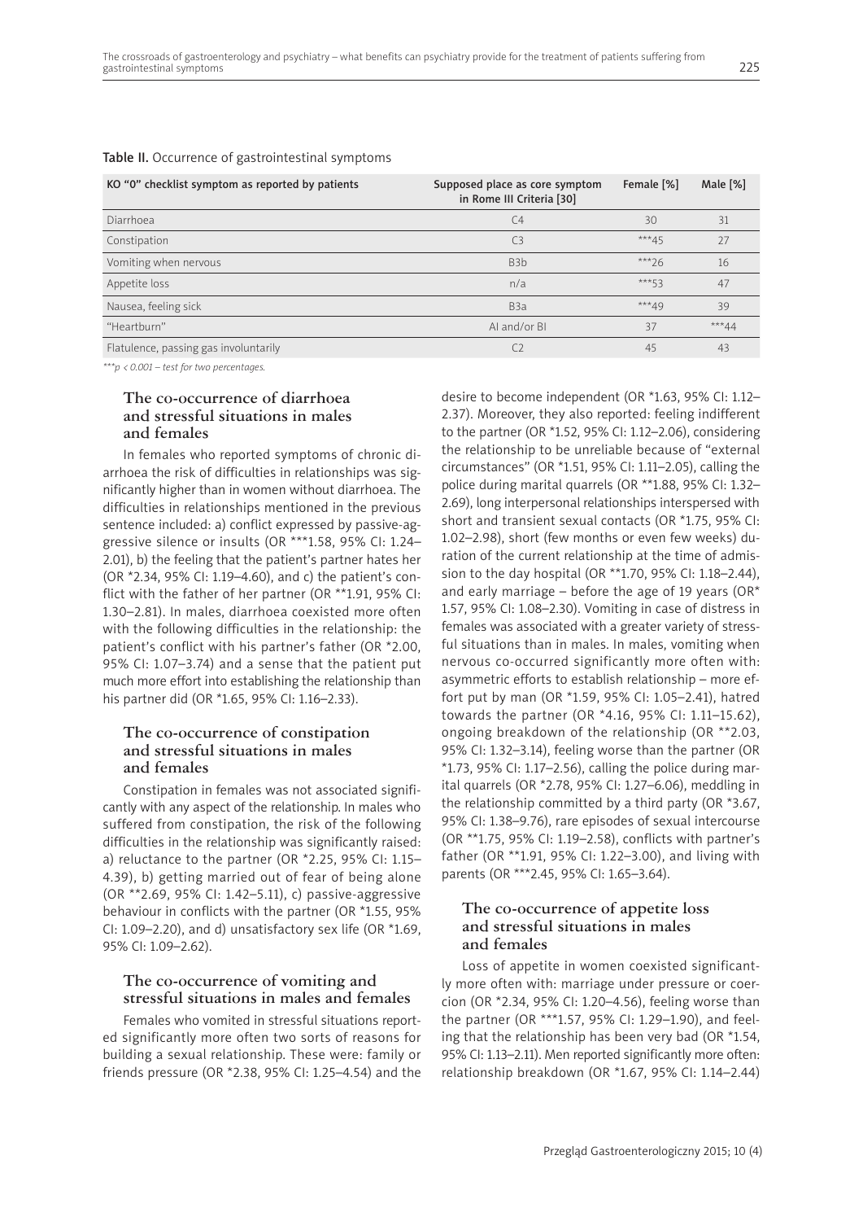Table II. Occurrence of gastrointestinal symptoms

| KO "0" checklist symptom as reported by patients | Supposed place as core symptom in Rome III Criteria [30] | Female [%] | Male [%] |
|---|---|---|---|
| Diarrhoea | C4 | 30 | 31 |
| Constipation | C3 | ***45 | 27 |
| Vomiting when nervous | B3b | ***26 | 16 |
| Appetite loss | n/a | ***53 | 47 |
| Nausea, feeling sick | B3a | ***49 | 39 |
| "Heartburn" | AI and/or BI | 37 | ***44 |
| Flatulence, passing gas involuntarily | C2 | 45 | 43 |

*** $p < 0.001$ – test for two percentages.

### The co-occurrence of diarrhoea and stressful situations in males and females

In females who reported symptoms of chronic diarrhoea the risk of difficulties in relationships was significantly higher than in women without diarrhoea. The difficulties in relationships mentioned in the previous sentence included: a) conflict expressed by passive-aggressive silence or insults (OR ***1.58, 95% CI: 1.24–2.01), b) the feeling that the patient's partner hates her (OR *2.34, 95% CI: 1.19–4.60), and c) the patient's conflict with the father of her partner (OR **1.91, 95% CI: 1.30–2.81). In males, diarrhoea coexisted more often with the following difficulties in the relationship: the patient's conflict with his partner's father (OR *2.00, 95% CI: 1.07–3.74) and a sense that the patient put much more effort into establishing the relationship than his partner did (OR *1.65, 95% CI: 1.16–2.33).

### The co-occurrence of constipation and stressful situations in males and females

Constipation in females was not associated significantly with any aspect of the relationship. In males who suffered from constipation, the risk of the following difficulties in the relationship was significantly raised: a) reluctance to the partner (OR *2.25, 95% CI: 1.15–4.39), b) getting married out of fear of being alone (OR **2.69, 95% CI: 1.42–5.11), c) passive-aggressive behaviour in conflicts with the partner (OR *1.55, 95% CI: 1.09–2.20), and d) unsatisfactory sex life (OR *1.69, 95% CI: 1.09–2.62).

### The co-occurrence of vomiting and stressful situations in males and females

Females who vomited in stressful situations reported significantly more often two sorts of reasons for building a sexual relationship. These were: family or friends pressure (OR *2.38, 95% CI: 1.25–4.54) and the desire to become independent (OR *1.63, 95% CI: 1.12–2.37). Moreover, they also reported: feeling indifferent to the partner (OR *1.52, 95% CI: 1.12–2.06), considering the relationship to be unreliable because of "external circumstances" (OR *1.51, 95% CI: 1.11–2.05), calling the police during marital quarrels (OR **1.88, 95% CI: 1.32–2.69), long interpersonal relationships interspersed with short and transient sexual contacts (OR *1.75, 95% CI: 1.02–2.98), short (few months or even few weeks) duration of the current relationship at the time of admission to the day hospital (OR **1.70, 95% CI: 1.18–2.44), and early marriage – before the age of 19 years (OR* 1.57, 95% CI: 1.08–2.30). Vomiting in case of distress in females was associated with a greater variety of stressful situations than in males. In males, vomiting when nervous co-occurred significantly more often with: asymmetric efforts to establish relationship – more effort put by man (OR *1.59, 95% CI: 1.05–2.41), hatred towards the partner (OR *4.16, 95% CI: 1.11–15.62), ongoing breakdown of the relationship (OR **2.03, 95% CI: 1.32–3.14), feeling worse than the partner (OR *1.73, 95% CI: 1.17–2.56), calling the police during marital quarrels (OR *2.78, 95% CI: 1.27–6.06), meddling in the relationship committed by a third party (OR *3.67, 95% CI: 1.38–9.76), rare episodes of sexual intercourse (OR **1.75, 95% CI: 1.19–2.58), conflicts with partner's father (OR **1.91, 95% CI: 1.22–3.00), and living with parents (OR ***2.45, 95% CI: 1.65–3.64).

### The co-occurrence of appetite loss and stressful situations in males and females

Loss of appetite in women coexisted significantly more often with: marriage under pressure or coercion (OR *2.34, 95% CI: 1.20–4.56), feeling worse than the partner (OR ***1.57, 95% CI: 1.29–1.90), and feeling that the relationship has been very bad (OR *1.54, 95% CI: 1.13–2.11). Men reported significantly more often: relationship breakdown (OR *1.67, 95% CI: 1.14–2.44)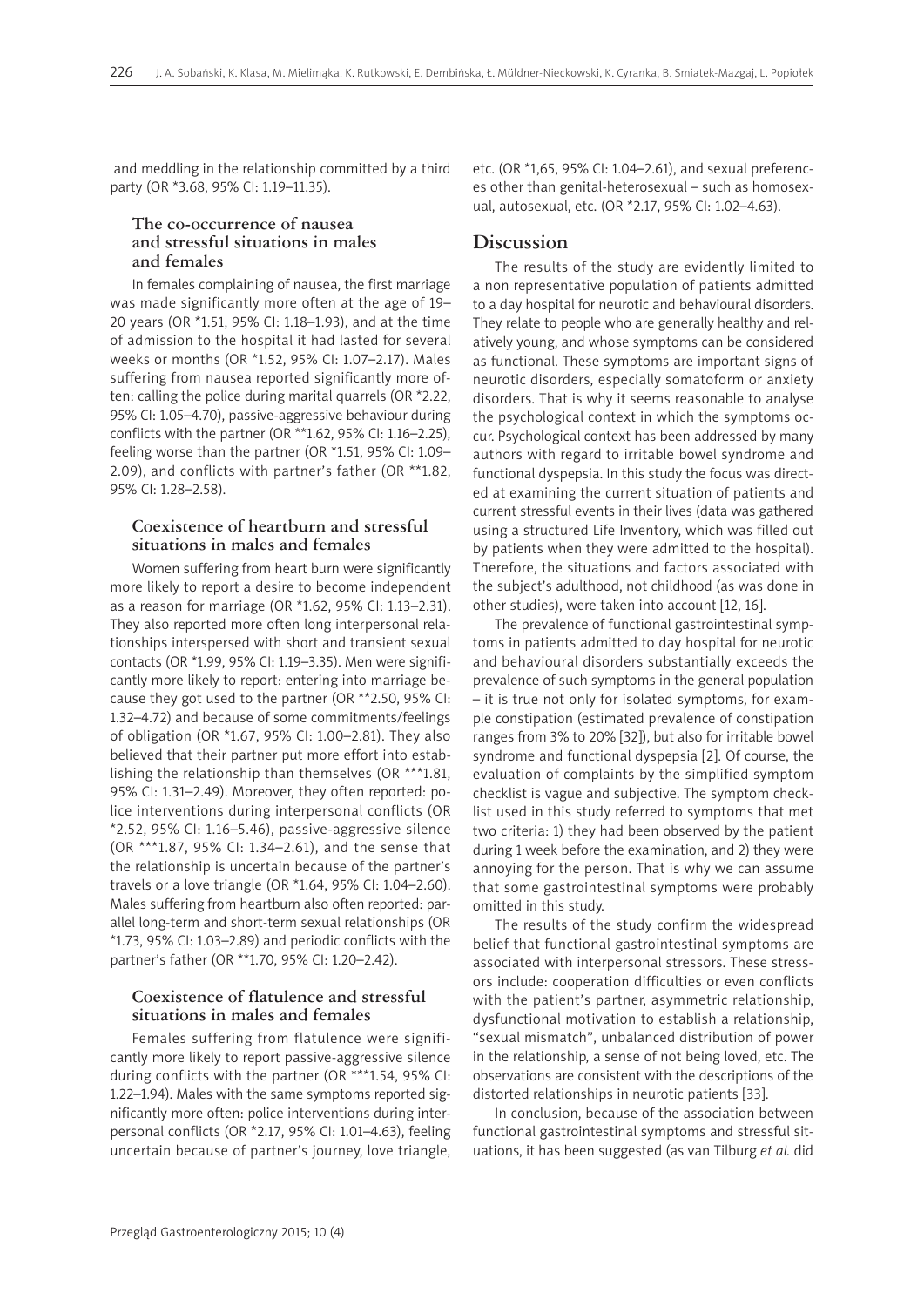and meddling in the relationship committed by a third party (OR *3.68, 95% CI: 1.19–11.35).

### The co-occurrence of nausea and stressful situations in males and females

In females complaining of nausea, the first marriage was made significantly more often at the age of 19–20 years (OR *1.51, 95% CI: 1.18–1.93), and at the time of admission to the hospital it had lasted for several weeks or months (OR *1.52, 95% CI: 1.07–2.17). Males suffering from nausea reported significantly more often: calling the police during marital quarrels (OR *2.22, 95% CI: 1.05–4.70), passive-aggressive behaviour during conflicts with the partner (OR **1.62, 95% CI: 1.16–2.25), feeling worse than the partner (OR *1.51, 95% CI: 1.09–2.09), and conflicts with partner's father (OR **1.82, 95% CI: 1.28–2.58).

### Coexistence of heartburn and stressful situations in males and females

Women suffering from heart burn were significantly more likely to report a desire to become independent as a reason for marriage (OR *1.62, 95% CI: 1.13–2.31). They also reported more often long interpersonal relationships interspersed with short and transient sexual contacts (OR *1.99, 95% CI: 1.19–3.35). Men were significantly more likely to report: entering into marriage because they got used to the partner (OR **2.50, 95% CI: 1.32–4.72) and because of some commitments/feelings of obligation (OR *1.67, 95% CI: 1.00–2.81). They also believed that their partner put more effort into establishing the relationship than themselves (OR ***1.81, 95% CI: 1.31–2.49). Moreover, they often reported: police interventions during interpersonal conflicts (OR *2.52, 95% CI: 1.16–5.46), passive-aggressive silence (OR ***1.87, 95% CI: 1.34–2.61), and the sense that the relationship is uncertain because of the partner's travels or a love triangle (OR *1.64, 95% CI: 1.04–2.60). Males suffering from heartburn also often reported: parallel long-term and short-term sexual relationships (OR *1.73, 95% CI: 1.03–2.89) and periodic conflicts with the partner's father (OR **1.70, 95% CI: 1.20–2.42).

### Coexistence of flatulence and stressful situations in males and females

Females suffering from flatulence were significantly more likely to report passive-aggressive silence during conflicts with the partner (OR ***1.54, 95% CI: 1.22–1.94). Males with the same symptoms reported significantly more often: police interventions during interpersonal conflicts (OR *2.17, 95% CI: 1.01–4.63), feeling uncertain because of partner's journey, love triangle, etc. (OR *1,65, 95% CI: 1.04–2.61), and sexual preferences other than genital-heterosexual – such as homosexual, autosexual, etc. (OR *2.17, 95% CI: 1.02–4.63).

## Discussion

The results of the study are evidently limited to a non representative population of patients admitted to a day hospital for neurotic and behavioural disorders. They relate to people who are generally healthy and relatively young, and whose symptoms can be considered as functional. These symptoms are important signs of neurotic disorders, especially somatoform or anxiety disorders. That is why it seems reasonable to analyse the psychological context in which the symptoms occur. Psychological context has been addressed by many authors with regard to irritable bowel syndrome and functional dyspepsia. In this study the focus was directed at examining the current situation of patients and current stressful events in their lives (data was gathered using a structured Life Inventory, which was filled out by patients when they were admitted to the hospital). Therefore, the situations and factors associated with the subject's adulthood, not childhood (as was done in other studies), were taken into account [12, 16].

The prevalence of functional gastrointestinal symptoms in patients admitted to day hospital for neurotic and behavioural disorders substantially exceeds the prevalence of such symptoms in the general population – it is true not only for isolated symptoms, for example constipation (estimated prevalence of constipation ranges from 3% to 20% [32]), but also for irritable bowel syndrome and functional dyspepsia [2]. Of course, the evaluation of complaints by the simplified symptom checklist is vague and subjective. The symptom checklist used in this study referred to symptoms that met two criteria: 1) they had been observed by the patient during 1 week before the examination, and 2) they were annoying for the person. That is why we can assume that some gastrointestinal symptoms were probably omitted in this study.

The results of the study confirm the widespread belief that functional gastrointestinal symptoms are associated with interpersonal stressors. These stressors include: cooperation difficulties or even conflicts with the patient's partner, asymmetric relationship, dysfunctional motivation to establish a relationship, "sexual mismatch", unbalanced distribution of power in the relationship, a sense of not being loved, etc. The observations are consistent with the descriptions of the distorted relationships in neurotic patients [33].

In conclusion, because of the association between functional gastrointestinal symptoms and stressful situations, it has been suggested (as van Tilburg *et al.* did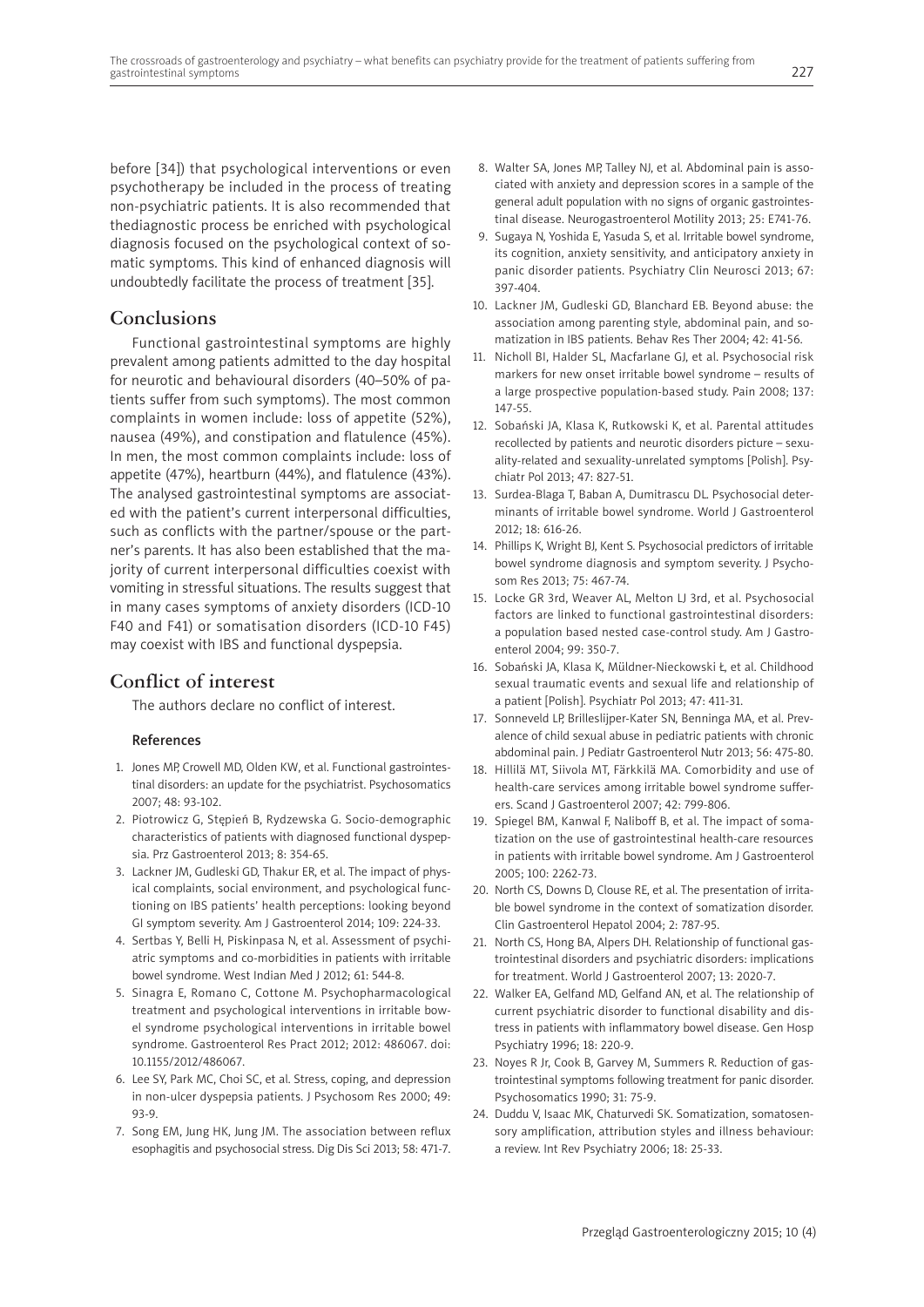before [34]) that psychological interventions or even psychotherapy be included in the process of treating non-psychiatric patients. It is also recommended that thediagnostic process be enriched with psychological diagnosis focused on the psychological context of somatic symptoms. This kind of enhanced diagnosis will undoubtedly facilitate the process of treatment [35].

## Conclusions

Functional gastrointestinal symptoms are highly prevalent among patients admitted to the day hospital for neurotic and behavioural disorders (40–50% of patients suffer from such symptoms). The most common complaints in women include: loss of appetite (52%), nausea (49%), and constipation and flatulence (45%). In men, the most common complaints include: loss of appetite (47%), heartburn (44%), and flatulence (43%). The analysed gastrointestinal symptoms are associated with the patient's current interpersonal difficulties, such as conflicts with the partner/spouse or the partner's parents. It has also been established that the majority of current interpersonal difficulties coexist with vomiting in stressful situations. The results suggest that in many cases symptoms of anxiety disorders (ICD-10 F40 and F41) or somatisation disorders (ICD-10 F45) may coexist with IBS and functional dyspepsia.

## Conflict of interest

The authors declare no conflict of interest.

### References

1. Jones MP, Crowell MD, Olden KW, et al. Functional gastrointestinal disorders: an update for the psychiatrist. Psychosomatics 2007; 48: 93-102.
2. Piotrowicz G, Stępień B, Rydzewska G. Socio-demographic characteristics of patients with diagnosed functional dyspepsia. Prz Gastroenterol 2013; 8: 354-65.
3. Lackner JM, Gudleski GD, Thakur ER, et al. The impact of physical complaints, social environment, and psychological functioning on IBS patients' health perceptions: looking beyond GI symptom severity. Am J Gastroenterol 2014; 109: 224-33.
4. Sertbas Y, Belli H, Piskinpasa N, et al. Assessment of psychiatric symptoms and co-morbidities in patients with irritable bowel syndrome. West Indian Med J 2012; 61: 544-8.
5. Sinagra E, Romano C, Cottone M. Psychopharmacological treatment and psychological interventions in irritable bowel syndrome psychological interventions in irritable bowel syndrome. Gastroenterol Res Pract 2012; 2012: 486067. doi: 10.1155/2012/486067.
6. Lee SY, Park MC, Choi SC, et al. Stress, coping, and depression in non-ulcer dyspepsia patients. J Psychosom Res 2000; 49: 93-9.
7. Song EM, Jung HK, Jung JM. The association between reflux esophagitis and psychosocial stress. Dig Dis Sci 2013; 58: 471-7.
8. Walter SA, Jones MP, Talley NJ, et al. Abdominal pain is associated with anxiety and depression scores in a sample of the general adult population with no signs of organic gastrointestinal disease. Neurogastroenterol Motility 2013; 25: E741-76.
9. Sugaya N, Yoshida E, Yasuda S, et al. Irritable bowel syndrome, its cognition, anxiety sensitivity, and anticipatory anxiety in panic disorder patients. Psychiatry Clin Neurosci 2013; 67: 397-404.
10. Lackner JM, Gudleski GD, Blanchard EB. Beyond abuse: the association among parenting style, abdominal pain, and somatization in IBS patients. Behav Res Ther 2004; 42: 41-56.
11. Nicholl BI, Halder SL, Macfarlane GJ, et al. Psychosocial risk markers for new onset irritable bowel syndrome – results of a large prospective population-based study. Pain 2008; 137: 147-55.
12. Sobański JA, Klasa K, Rutkowski K, et al. Parental attitudes recollected by patients and neurotic disorders picture – sexuality-related and sexuality-unrelated symptoms [Polish]. Psychiatr Pol 2013; 47: 827-51.
13. Surdea-Blaga T, Baban A, Dumitrascu DL. Psychosocial determinants of irritable bowel syndrome. World J Gastroenterol 2012; 18: 616-26.
14. Phillips K, Wright BJ, Kent S. Psychosocial predictors of irritable bowel syndrome diagnosis and symptom severity. J Psychosom Res 2013; 75: 467-74.
15. Locke GR 3rd, Weaver AL, Melton LJ 3rd, et al. Psychosocial factors are linked to functional gastrointestinal disorders: a population based nested case-control study. Am J Gastroenterol 2004; 99: 350-7.
16. Sobański JA, Klasa K, Müldner-Nieckowski Ł, et al. Childhood sexual traumatic events and sexual life and relationship of a patient [Polish]. Psychiatr Pol 2013; 47: 411-31.
17. Sonneveld LP, Brilleslijper-Kater SN, Benninga MA, et al. Prevalence of child sexual abuse in pediatric patients with chronic abdominal pain. J Pediatr Gastroenterol Nutr 2013; 56: 475-80.
18. Hillilä MT, Siivola MT, Färkkilä MA. Comorbidity and use of health-care services among irritable bowel syndrome sufferers. Scand J Gastroenterol 2007; 42: 799-806.
19. Spiegel BM, Kanwal F, Naliboff B, et al. The impact of somatization on the use of gastrointestinal health-care resources in patients with irritable bowel syndrome. Am J Gastroenterol 2005; 100: 2262-73.
20. North CS, Downs D, Clouse RE, et al. The presentation of irritable bowel syndrome in the context of somatization disorder. Clin Gastroenterol Hepatol 2004; 2: 787-95.
21. North CS, Hong BA, Alpers DH. Relationship of functional gastrointestinal disorders and psychiatric disorders: implications for treatment. World J Gastroenterol 2007; 13: 2020-7.
22. Walker EA, Gelfand MD, Gelfand AN, et al. The relationship of current psychiatric disorder to functional disability and distress in patients with inflammatory bowel disease. Gen Hosp Psychiatry 1996; 18: 220-9.
23. Noyes R Jr, Cook B, Garvey M, Summers R. Reduction of gastrointestinal symptoms following treatment for panic disorder. Psychosomatics 1990; 31: 75-9.
24. Duddu V, Isaac MK, Chaturvedi SK. Somatization, somatosensory amplification, attribution styles and illness behaviour: a review. Int Rev Psychiatry 2006; 18: 25-33.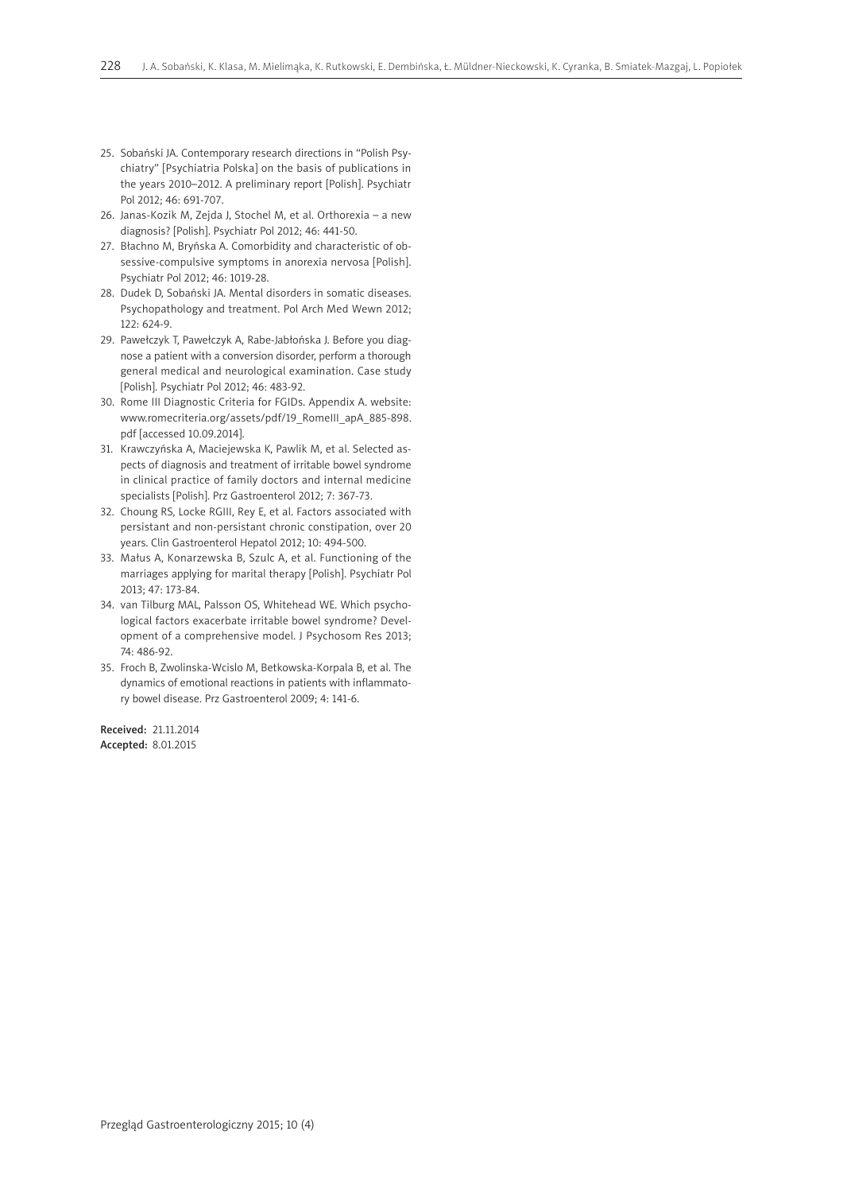25. Sobański JA. Contemporary research directions in "Polish Psychiatry" [Psychiatria Polska] on the basis of publications in the years 2010–2012. A preliminary report [Polish]. Psychiatr Pol 2012; 46: 691-707.
26. Janas-Kozik M, Zejda J, Stochel M, et al. Orthorexia – a new diagnosis? [Polish]. Psychiatr Pol 2012; 46: 441-50.
27. Błachno M, Bryńska A. Comorbidity and characteristic of obsessive-compulsive symptoms in anorexia nervosa [Polish]. Psychiatr Pol 2012; 46: 1019-28.
28. Dudek D, Sobański JA. Mental disorders in somatic diseases. Psychopathology and treatment. Pol Arch Med Wewn 2012; 122: 624-9.
29. Pawełczyk T, Pawełczyk A, Rabe-Jabłońska J. Before you diagnose a patient with a conversion disorder, perform a thorough general medical and neurological examination. Case study [Polish]. Psychiatr Pol 2012; 46: 483-92.
30. Rome III Diagnostic Criteria for FGIDs. Appendix A. website: www.romecriteria.org/assets/pdf/19_RomeIII_apA_885-898.pdf [accessed 10.09.2014].
31. Krawczyńska A, Maciejewska K, Pawlik M, et al. Selected aspects of diagnosis and treatment of irritable bowel syndrome in clinical practice of family doctors and internal medicine specialists [Polish]. Prz Gastroenterol 2012; 7: 367-73.
32. Choung RS, Locke RGIII, Rey E, et al. Factors associated with persistant and non-persistant chronic constipation, over 20 years. Clin Gastroenterol Hepatol 2012; 10: 494-500.
33. Małus A, Konarzewska B, Szulc A, et al. Functioning of the marriages applying for marital therapy [Polish]. Psychiatr Pol 2013; 47: 173-84.
34. van Tilburg MAL, Palsson OS, Whitehead WE. Which psychological factors exacerbate irritable bowel syndrome? Development of a comprehensive model. J Psychosom Res 2013; 74: 486-92.
35. Froch B, Zwolinska-Wcislo M, Betkowska-Korpala B, et al. The dynamics of emotional reactions in patients with inflammatory bowel disease. Prz Gastroenterol 2009; 4: 141-6.

**Received:** 21.11.2014
**Accepted:** 8.01.2015